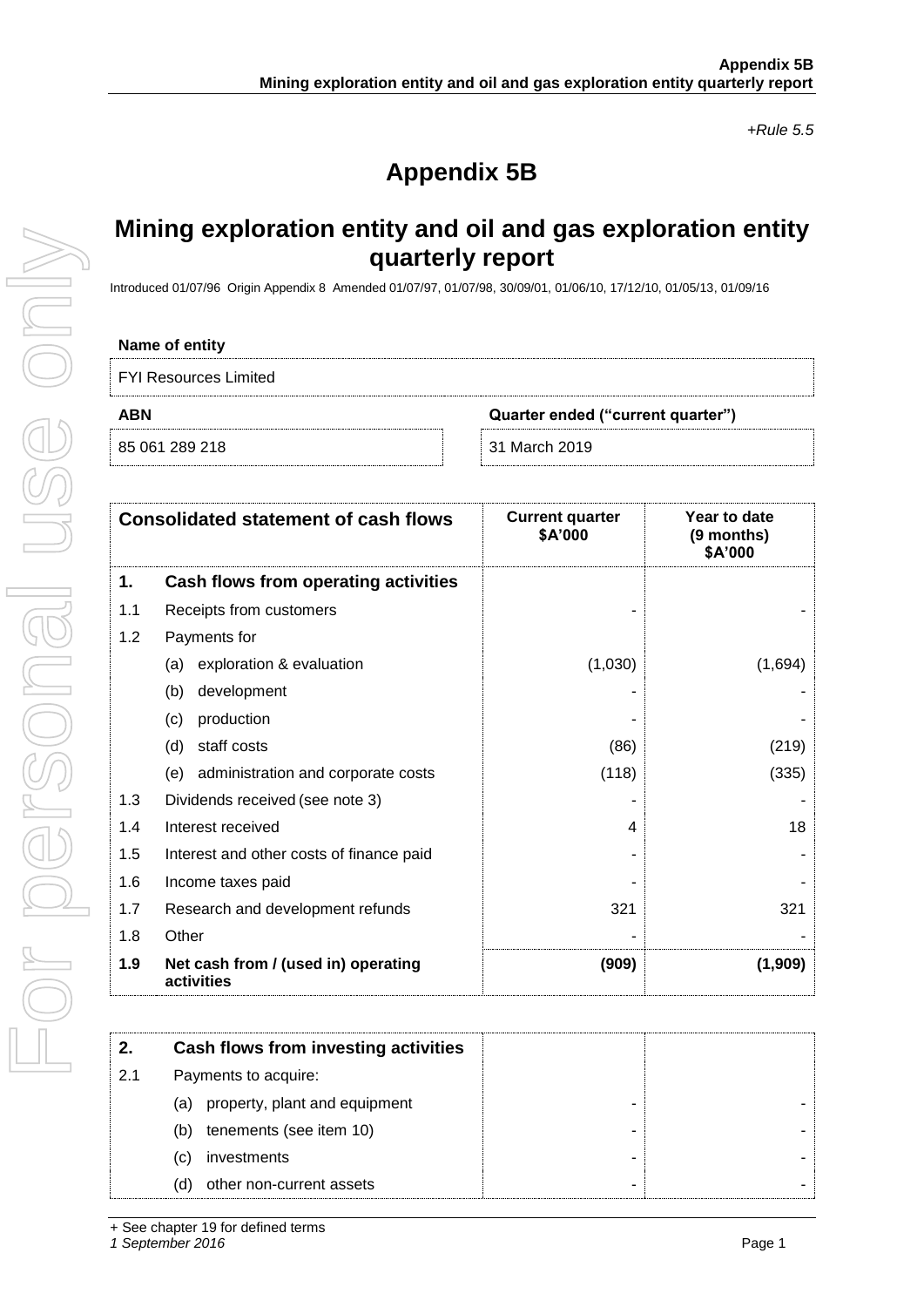*+Rule 5.5*

# Appendix 5B

## Mining exploration entity and oil and gas exploration entity quarterly report

Introduced 01/07/96 Origin Appendix 8 Amended 01/07/97, 01/07/98, 30/09/01, 01/06/10, 17/12/10, 01/05/13, 01/09/16

| Name of entity | |
|---|---|
| FYI Resources Limited | |
| **ABN** | **Quarter ended ("current quarter")** |
| 85 061 289 218 | 31 March 2019 |

| | **Consolidated statement of cash flows** | **Current quarter $A'000** | **Year to date (9 months) $A'000** |
|---|---|---|---|
| **1.** | **Cash flows from operating activities** | | |
| 1.1 | Receipts from customers | - | - |
| 1.2 | Payments for | | |
| | (a) exploration & evaluation | (1,030) | (1,694) |
| | (b) development | - | - |
| | (c) production | - | - |
| | (d) staff costs | (86) | (219) |
| | (e) administration and corporate costs | (118) | (335) |
| 1.3 | Dividends received (see note 3) | - | - |
| 1.4 | Interest received | 4 | 18 |
| 1.5 | Interest and other costs of finance paid | - | - |
| 1.6 | Income taxes paid | - | - |
| 1.7 | Research and development refunds | 321 | 321 |
| 1.8 | Other | - | - |
| **1.9** | **Net cash from / (used in) operating activities** | **(909)** | **(1,909)** |

| | | | |
|---|---|---|---|
| **2.** | **Cash flows from investing activities** | | |
| 2.1 | Payments to acquire: | | |
| | (a) property, plant and equipment | - | - |
| | (b) tenements (see item 10) | - | - |
| | (c) investments | - | - |
| | (d) other non-current assets | - | - |

+ See chapter 19 for defined terms
*1 September 2016*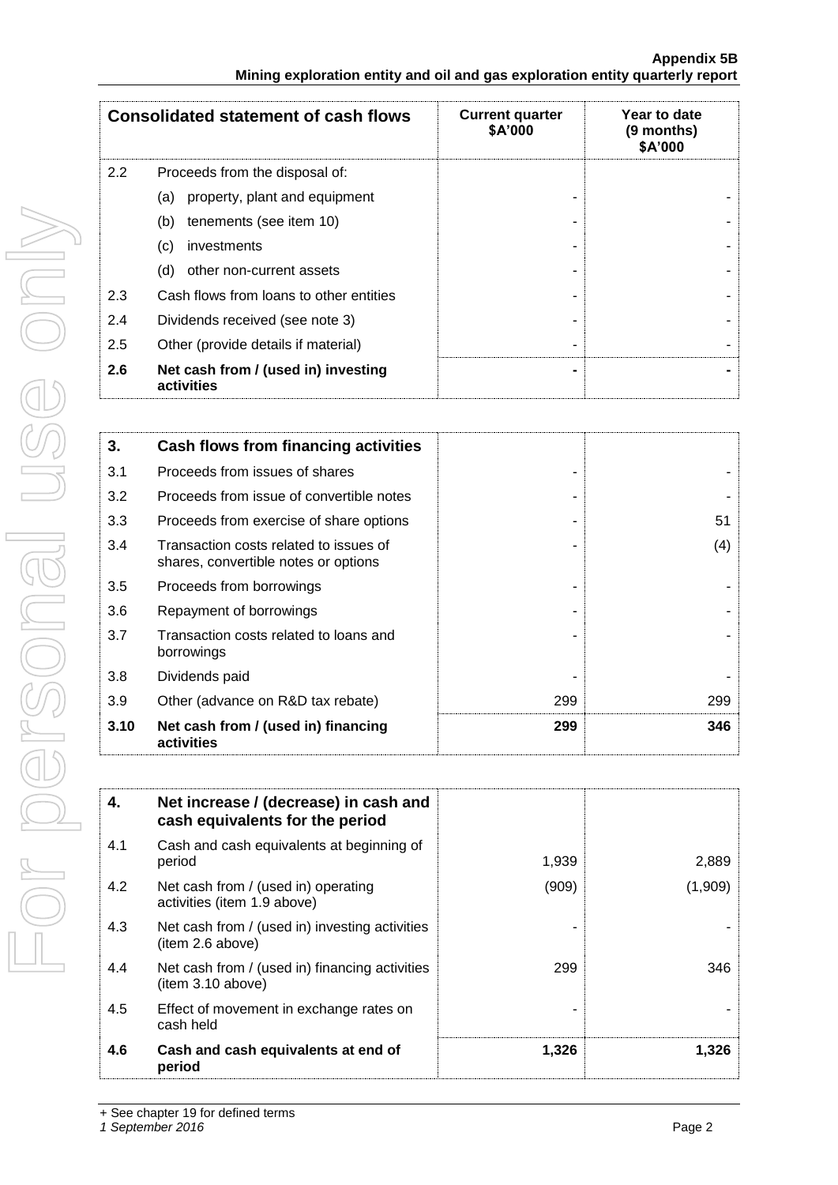| Consolidated statement of cash flows | | Current quarter $A'000 | Year to date (9 months) $A'000 |
|---|---|---|---|
| 2.2 | Proceeds from the disposal of: | | |
| | (a) property, plant and equipment | - | - |
| | (b) tenements (see item 10) | - | - |
| | (c) investments | - | - |
| | (d) other non-current assets | - | - |
| 2.3 | Cash flows from loans to other entities | - | - |
| 2.4 | Dividends received (see note 3) | - | - |
| 2.5 | Other (provide details if material) | - | - |
| **2.6** | **Net cash from / (used in) investing activities** | **-** | **-** |

| 3. | Cash flows from financing activities | | |
|---|---|---|---|
| 3.1 | Proceeds from issues of shares | - | - |
| 3.2 | Proceeds from issue of convertible notes | - | - |
| 3.3 | Proceeds from exercise of share options | - | 51 |
| 3.4 | Transaction costs related to issues of shares, convertible notes or options | - | (4) |
| 3.5 | Proceeds from borrowings | - | - |
| 3.6 | Repayment of borrowings | - | - |
| 3.7 | Transaction costs related to loans and borrowings | - | - |
| 3.8 | Dividends paid | - | - |
| 3.9 | Other (advance on R&D tax rebate) | 299 | 299 |
| **3.10** | **Net cash from / (used in) financing activities** | **299** | **346** |

| 4. | Net increase / (decrease) in cash and cash equivalents for the period | | |
|---|---|---|---|
| 4.1 | Cash and cash equivalents at beginning of period | 1,939 | 2,889 |
| 4.2 | Net cash from / (used in) operating activities (item 1.9 above) | (909) | (1,909) |
| 4.3 | Net cash from / (used in) investing activities (item 2.6 above) | - | - |
| 4.4 | Net cash from / (used in) financing activities (item 3.10 above) | 299 | 346 |
| 4.5 | Effect of movement in exchange rates on cash held | - | - |
| **4.6** | **Cash and cash equivalents at end of period** | **1,326** | **1,326** |

+ See chapter 19 for defined terms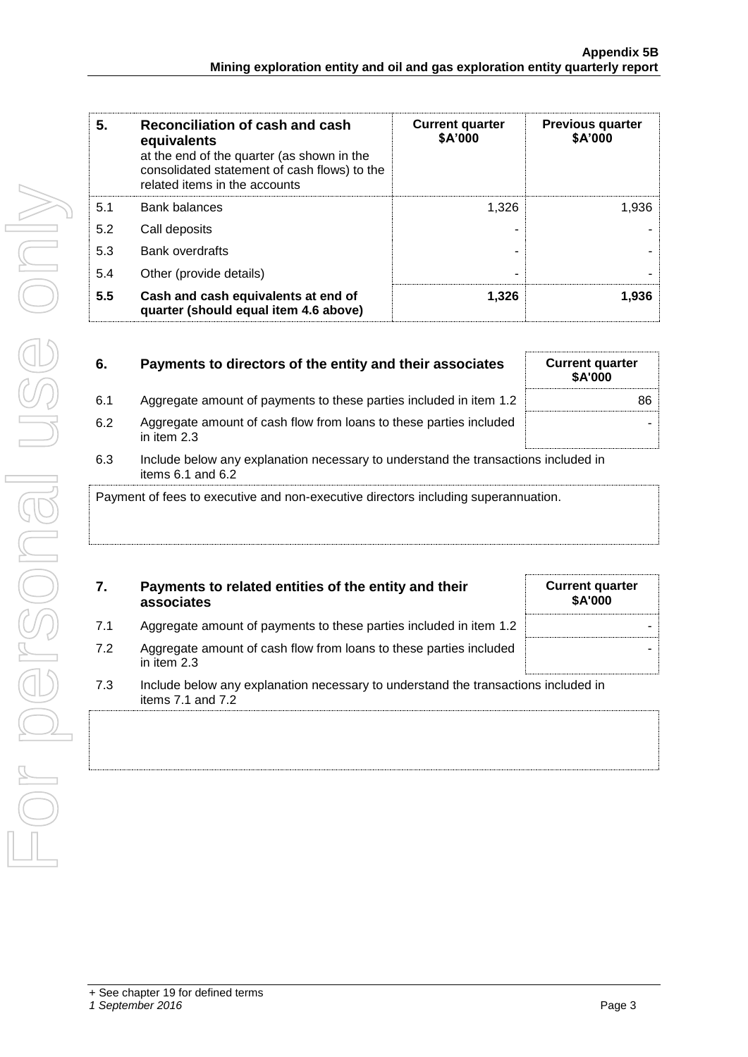| 5. | Reconciliation of cash and cash equivalents at the end of the quarter (as shown in the consolidated statement of cash flows) to the related items in the accounts | Current quarter $A'000 | Previous quarter $A'000 |
|---|---|---|---|
| 5.1 | Bank balances | 1,326 | 1,936 |
| 5.2 | Call deposits | - | - |
| 5.3 | Bank overdrafts | - | - |
| 5.4 | Other (provide details) | - | - |
| **5.5** | **Cash and cash equivalents at end of quarter (should equal item 4.6 above)** | **1,326** | **1,936** |

| 6. | Payments to directors of the entity and their associates | Current quarter $A'000 |
|---|---|---|
| 6.1 | Aggregate amount of payments to these parties included in item 1.2 | 86 |
| 6.2 | Aggregate amount of cash flow from loans to these parties included in item 2.3 | - |

6.3 Include below any explanation necessary to understand the transactions included in items 6.1 and 6.2

Payment of fees to executive and non-executive directors including superannuation.

| 7. | Payments to related entities of the entity and their associates | Current quarter $A'000 |
|---|---|---|
| 7.1 | Aggregate amount of payments to these parties included in item 1.2 | - |
| 7.2 | Aggregate amount of cash flow from loans to these parties included in item 2.3 | - |

7.3 Include below any explanation necessary to understand the transactions included in items 7.1 and 7.2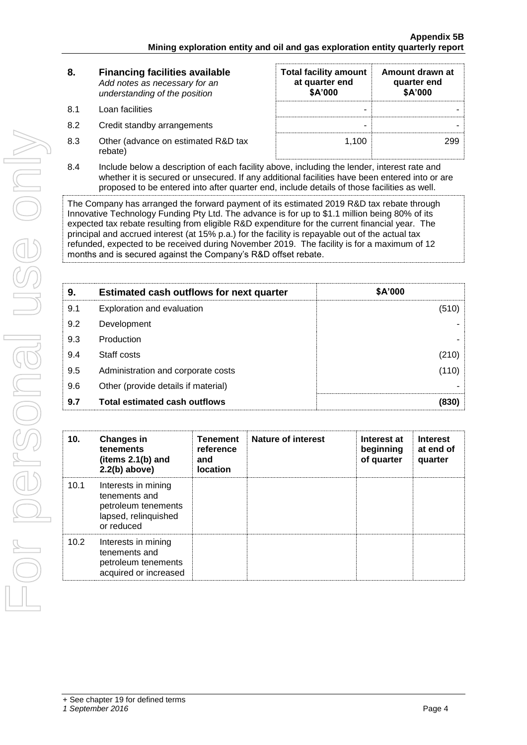| 8. | Financing facilities available<br>*Add notes as necessary for an understanding of the position* | Total facility amount at quarter end<br>$A'000 | Amount drawn at quarter end<br>$A'000 |
|---|---|---|---|
| 8.1 | Loan facilities | - | - |
| 8.2 | Credit standby arrangements | - | - |
| 8.3 | Other (advance on estimated R&D tax rebate) | 1,100 | 299 |

8.4 Include below a description of each facility above, including the lender, interest rate and whether it is secured or unsecured. If any additional facilities have been entered into or are proposed to be entered into after quarter end, include details of those facilities as well.

The Company has arranged the forward payment of its estimated 2019 R&D tax rebate through Innovative Technology Funding Pty Ltd. The advance is for up to $1.1 million being 80% of its expected tax rebate resulting from eligible R&D expenditure for the current financial year. The principal and accrued interest (at 15% p.a.) for the facility is repayable out of the actual tax refunded, expected to be received during November 2019. The facility is for a maximum of 12 months and is secured against the Company's R&D offset rebate.

| 9. | Estimated cash outflows for next quarter | $A'000 |
|---|---|---|
| 9.1 | Exploration and evaluation | (510) |
| 9.2 | Development | - |
| 9.3 | Production | - |
| 9.4 | Staff costs | (210) |
| 9.5 | Administration and corporate costs | (110) |
| 9.6 | Other (provide details if material) | - |
| **9.7** | **Total estimated cash outflows** | **(830)** |

| 10. | Changes in tenements (items 2.1(b) and 2.2(b) above) | Tenement reference and location | Nature of interest | Interest at beginning of quarter | Interest at end of quarter |
|---|---|---|---|---|---|
| 10.1 | Interests in mining tenements and petroleum tenements lapsed, relinquished or reduced | | | | |
| 10.2 | Interests in mining tenements and petroleum tenements acquired or increased | | | | |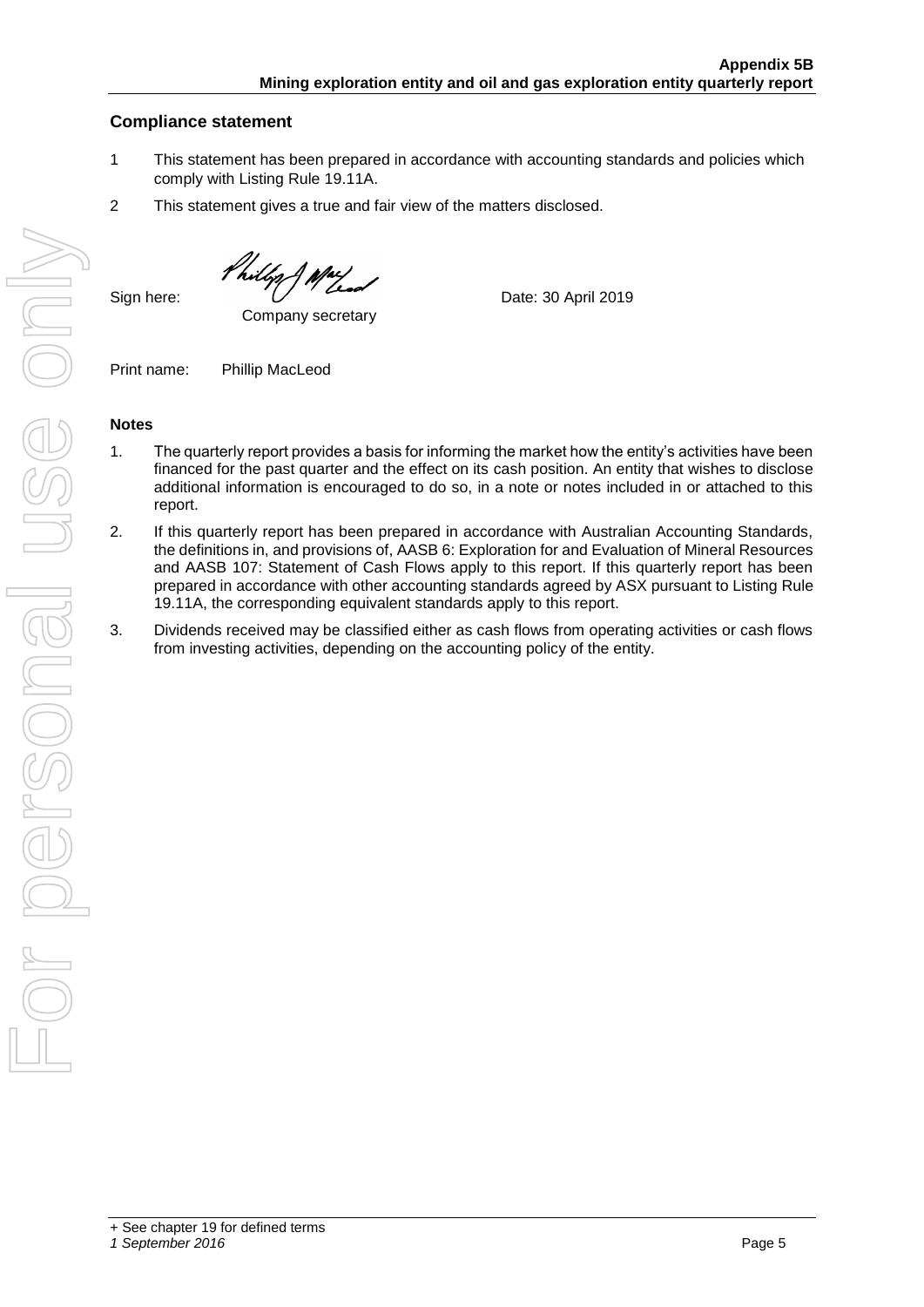## Compliance statement

1. This statement has been prepared in accordance with accounting standards and policies which comply with Listing Rule 19.11A.
2. This statement gives a true and fair view of the matters disclosed.

Sign here: Company secretary Date: 30 April 2019

Print name: Phillip MacLeod

### Notes

1. The quarterly report provides a basis for informing the market how the entity's activities have been financed for the past quarter and the effect on its cash position. An entity that wishes to disclose additional information is encouraged to do so, in a note or notes included in or attached to this report.
2. If this quarterly report has been prepared in accordance with Australian Accounting Standards, the definitions in, and provisions of, AASB 6: Exploration for and Evaluation of Mineral Resources and AASB 107: Statement of Cash Flows apply to this report. If this quarterly report has been prepared in accordance with other accounting standards agreed by ASX pursuant to Listing Rule 19.11A, the corresponding equivalent standards apply to this report.
3. Dividends received may be classified either as cash flows from operating activities or cash flows from investing activities, depending on the accounting policy of the entity.